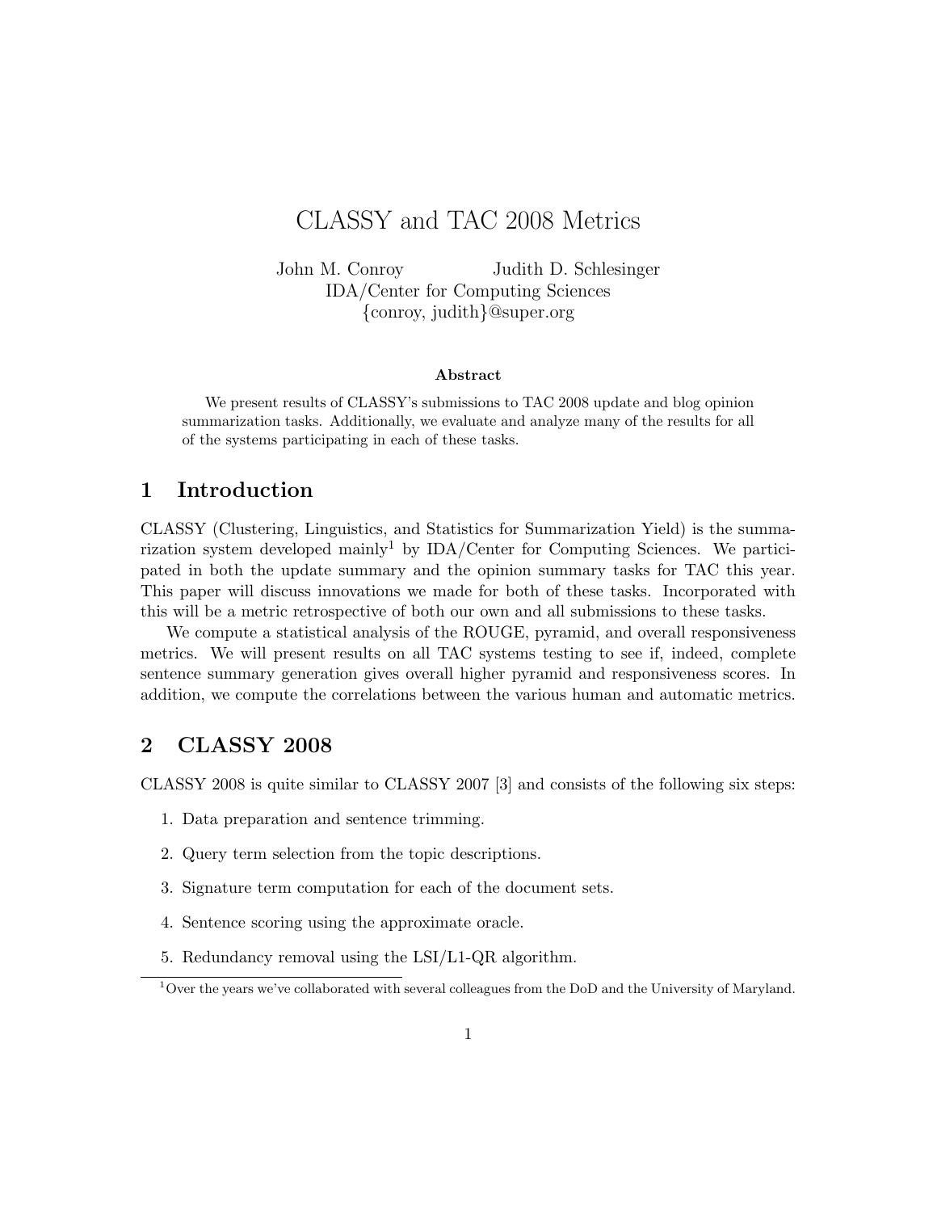# CLASSY and TAC 2008 Metrics

John M. Conroy Judith D. Schlesinger
IDA/Center for Computing Sciences
{conroy, judith}@super.org

**Abstract**

We present results of CLASSY's submissions to TAC 2008 update and blog opinion summarization tasks. Additionally, we evaluate and analyze many of the results for all of the systems participating in each of these tasks.

## 1 Introduction

CLASSY (Clustering, Linguistics, and Statistics for Summarization Yield) is the summarization system developed mainly[1] by IDA/Center for Computing Sciences. We participated in both the update summary and the opinion summary tasks for TAC this year. This paper will discuss innovations we made for both of these tasks. Incorporated with this will be a metric retrospective of both our own and all submissions to these tasks.

We compute a statistical analysis of the ROUGE, pyramid, and overall responsiveness metrics. We will present results on all TAC systems testing to see if, indeed, complete sentence summary generation gives overall higher pyramid and responsiveness scores. In addition, we compute the correlations between the various human and automatic metrics.

## 2 CLASSY 2008

CLASSY 2008 is quite similar to CLASSY 2007 [3] and consists of the following six steps:

1. Data preparation and sentence trimming.
2. Query term selection from the topic descriptions.
3. Signature term computation for each of the document sets.
4. Sentence scoring using the approximate oracle.
5. Redundancy removal using the LSI/L1-QR algorithm.

[1] Over the years we've collaborated with several colleagues from the DoD and the University of Maryland.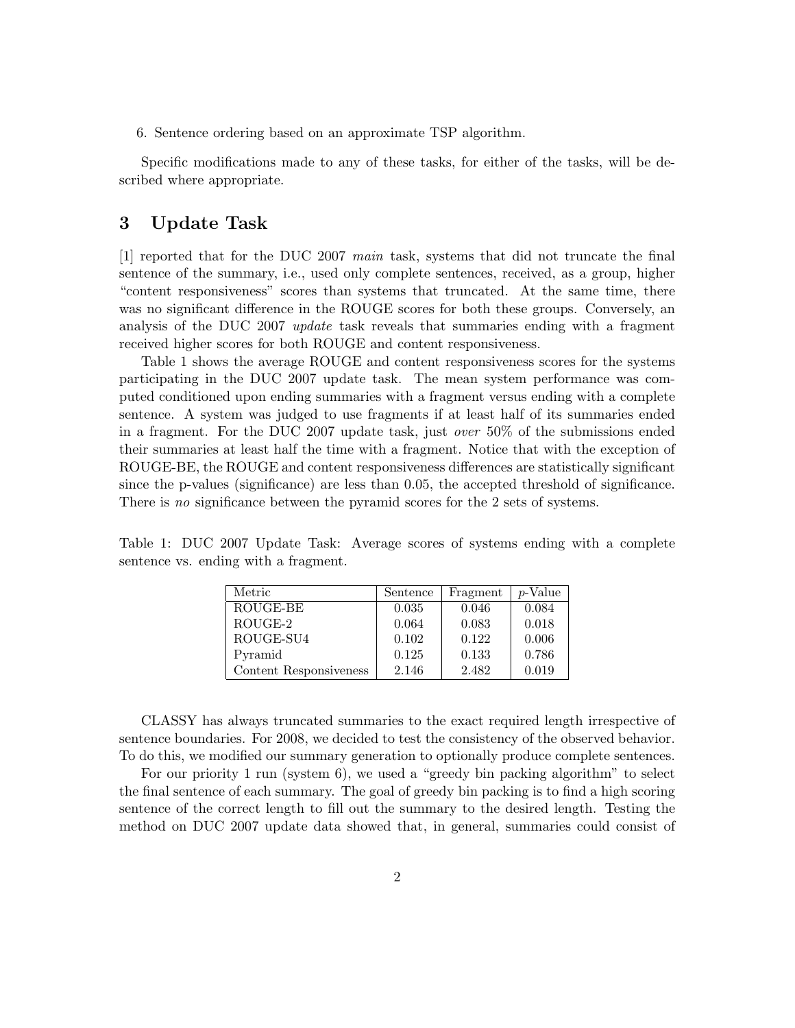6. Sentence ordering based on an approximate TSP algorithm.

Specific modifications made to any of these tasks, for either of the tasks, will be described where appropriate.

## 3 Update Task

[1] reported that for the DUC 2007 *main* task, systems that did not truncate the final sentence of the summary, i.e., used only complete sentences, received, as a group, higher "content responsiveness" scores than systems that truncated. At the same time, there was no significant difference in the ROUGE scores for both these groups. Conversely, an analysis of the DUC 2007 *update* task reveals that summaries ending with a fragment received higher scores for both ROUGE and content responsiveness.

Table 1 shows the average ROUGE and content responsiveness scores for the systems participating in the DUC 2007 update task. The mean system performance was computed conditioned upon ending summaries with a fragment versus ending with a complete sentence. A system was judged to use fragments if at least half of its summaries ended in a fragment. For the DUC 2007 update task, just *over* 50% of the submissions ended their summaries at least half the time with a fragment. Notice that with the exception of ROUGE-BE, the ROUGE and content responsiveness differences are statistically significant since the p-values (significance) are less than 0.05, the accepted threshold of significance. There is *no* significance between the pyramid scores for the 2 sets of systems.

Table 1: DUC 2007 Update Task: Average scores of systems ending with a complete sentence vs. ending with a fragment.

| Metric | Sentence | Fragment | $p$-Value |
|---|---|---|---|
| ROUGE-BE | 0.035 | 0.046 | 0.084 |
| ROUGE-2 | 0.064 | 0.083 | 0.018 |
| ROUGE-SU4 | 0.102 | 0.122 | 0.006 |
| Pyramid | 0.125 | 0.133 | 0.786 |
| Content Responsiveness | 2.146 | 2.482 | 0.019 |

CLASSY has always truncated summaries to the exact required length irrespective of sentence boundaries. For 2008, we decided to test the consistency of the observed behavior. To do this, we modified our summary generation to optionally produce complete sentences.

For our priority 1 run (system 6), we used a "greedy bin packing algorithm" to select the final sentence of each summary. The goal of greedy bin packing is to find a high scoring sentence of the correct length to fill out the summary to the desired length. Testing the method on DUC 2007 update data showed that, in general, summaries could consist of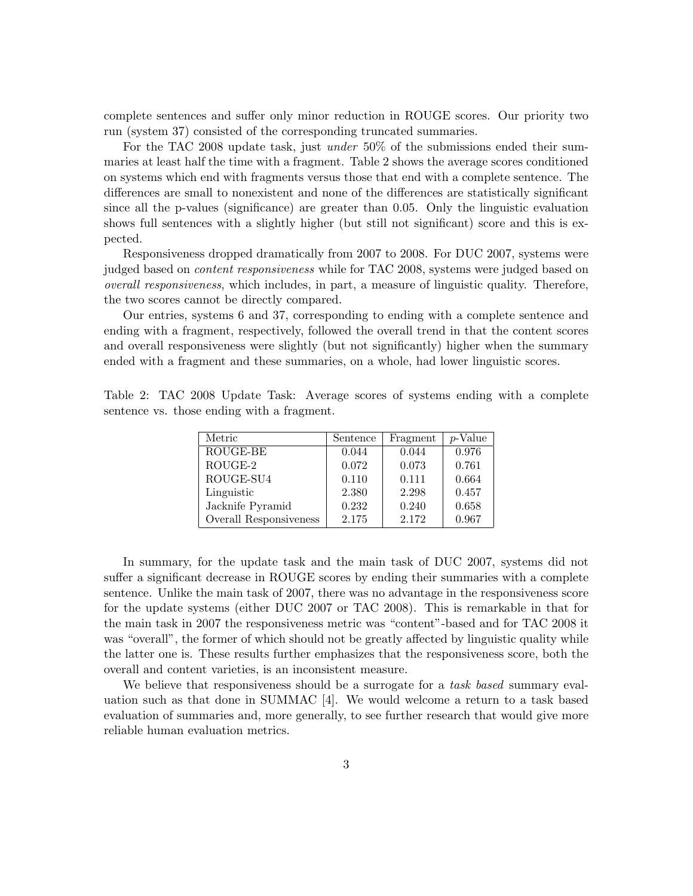complete sentences and suffer only minor reduction in ROUGE scores. Our priority two run (system 37) consisted of the corresponding truncated summaries.

For the TAC 2008 update task, just *under* 50% of the submissions ended their summaries at least half the time with a fragment. Table 2 shows the average scores conditioned on systems which end with fragments versus those that end with a complete sentence. The differences are small to nonexistent and none of the differences are statistically significant since all the p-values (significance) are greater than 0.05. Only the linguistic evaluation shows full sentences with a slightly higher (but still not significant) score and this is expected.

Responsiveness dropped dramatically from 2007 to 2008. For DUC 2007, systems were judged based on *content responsiveness* while for TAC 2008, systems were judged based on *overall responsiveness*, which includes, in part, a measure of linguistic quality. Therefore, the two scores cannot be directly compared.

Our entries, systems 6 and 37, corresponding to ending with a complete sentence and ending with a fragment, respectively, followed the overall trend in that the content scores and overall responsiveness were slightly (but not significantly) higher when the summary ended with a fragment and these summaries, on a whole, had lower linguistic scores.

Table 2: TAC 2008 Update Task: Average scores of systems ending with a complete sentence vs. those ending with a fragment.

| Metric | Sentence | Fragment | $p$-Value |
|---|---|---|---|
| ROUGE-BE | 0.044 | 0.044 | 0.976 |
| ROUGE-2 | 0.072 | 0.073 | 0.761 |
| ROUGE-SU4 | 0.110 | 0.111 | 0.664 |
| Linguistic | 2.380 | 2.298 | 0.457 |
| Jacknife Pyramid | 0.232 | 0.240 | 0.658 |
| Overall Responsiveness | 2.175 | 2.172 | 0.967 |

In summary, for the update task and the main task of DUC 2007, systems did not suffer a significant decrease in ROUGE scores by ending their summaries with a complete sentence. Unlike the main task of 2007, there was no advantage in the responsiveness score for the update systems (either DUC 2007 or TAC 2008). This is remarkable in that for the main task in 2007 the responsiveness metric was "content"-based and for TAC 2008 it was "overall", the former of which should not be greatly affected by linguistic quality while the latter one is. These results further emphasizes that the responsiveness score, both the overall and content varieties, is an inconsistent measure.

We believe that responsiveness should be a surrogate for a *task based* summary evaluation such as that done in SUMMAC [4]. We would welcome a return to a task based evaluation of summaries and, more generally, to see further research that would give more reliable human evaluation metrics.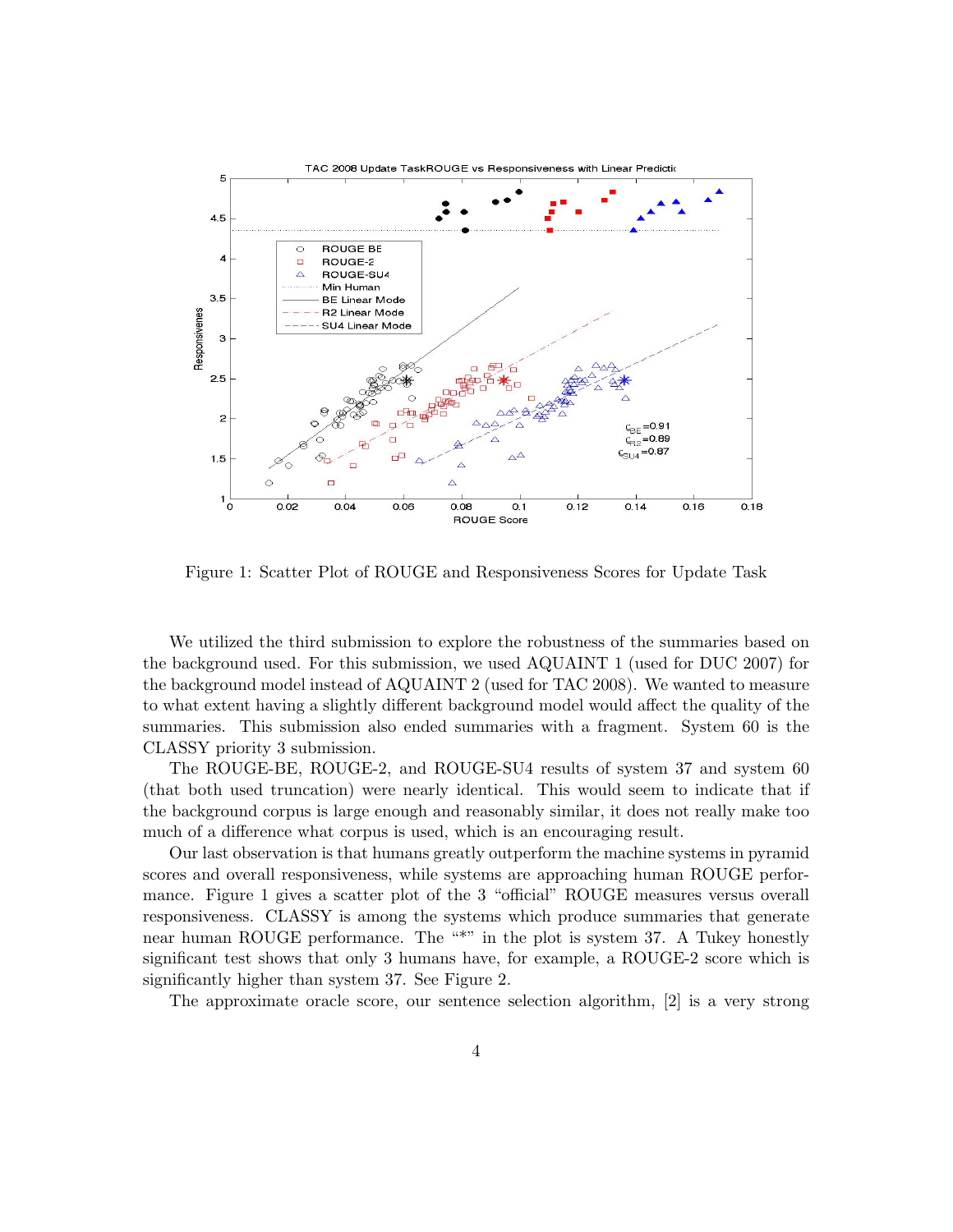Figure 1: Scatter Plot of ROUGE and Responsiveness Scores for Update Task

We utilized the third submission to explore the robustness of the summaries based on the background used. For this submission, we used AQUAINT 1 (used for DUC 2007) for the background model instead of AQUAINT 2 (used for TAC 2008). We wanted to measure to what extent having a slightly different background model would affect the quality of the summaries. This submission also ended summaries with a fragment. System 60 is the CLASSY priority 3 submission.

The ROUGE-BE, ROUGE-2, and ROUGE-SU4 results of system 37 and system 60 (that both used truncation) were nearly identical. This would seem to indicate that if the background corpus is large enough and reasonably similar, it does not really make too much of a difference what corpus is used, which is an encouraging result.

Our last observation is that humans greatly outperform the machine systems in pyramid scores and overall responsiveness, while systems are approaching human ROUGE performance. Figure 1 gives a scatter plot of the 3 "official" ROUGE measures versus overall responsiveness. CLASSY is among the systems which produce summaries that generate near human ROUGE performance. The "*" in the plot is system 37. A Tukey honestly significant test shows that only 3 humans have, for example, a ROUGE-2 score which is significantly higher than system 37. See Figure 2.

The approximate oracle score, our sentence selection algorithm, [2] is a very strong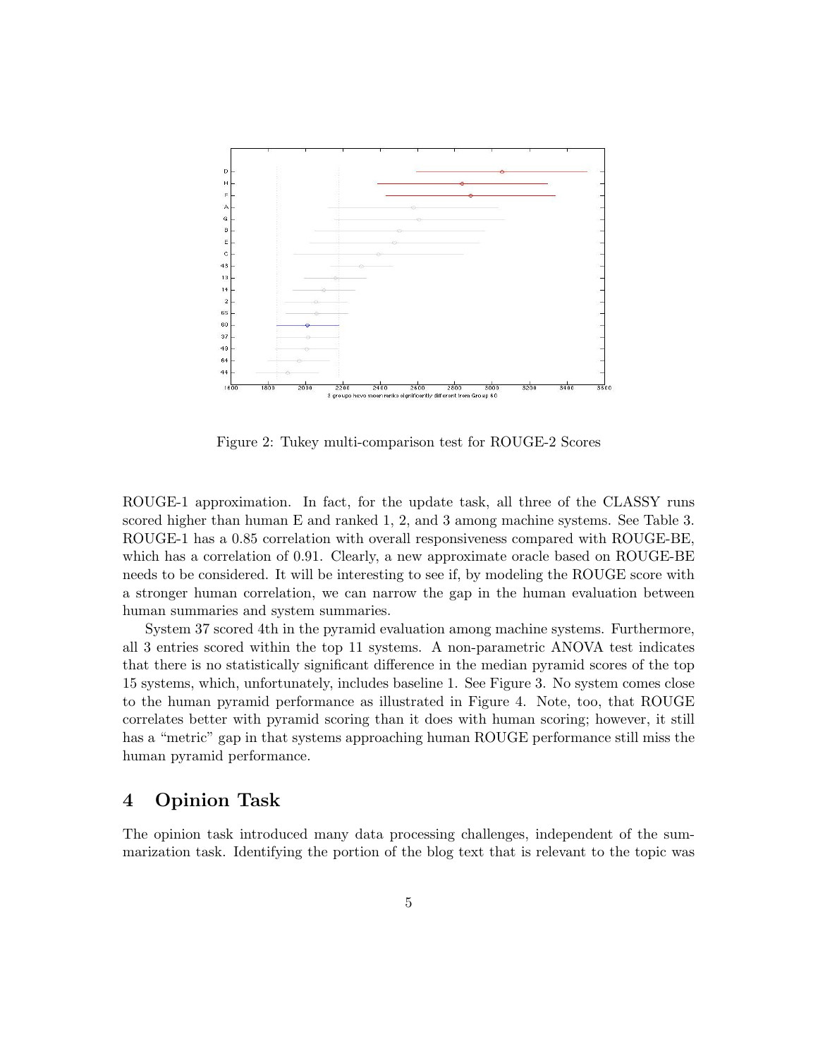Figure 2: Tukey multi-comparison test for ROUGE-2 Scores

ROUGE-1 approximation. In fact, for the update task, all three of the CLASSY runs scored higher than human E and ranked 1, 2, and 3 among machine systems. See Table 3. ROUGE-1 has a 0.85 correlation with overall responsiveness compared with ROUGE-BE, which has a correlation of 0.91. Clearly, a new approximate oracle based on ROUGE-BE needs to be considered. It will be interesting to see if, by modeling the ROUGE score with a stronger human correlation, we can narrow the gap in the human evaluation between human summaries and system summaries.

System 37 scored 4th in the pyramid evaluation among machine systems. Furthermore, all 3 entries scored within the top 11 systems. A non-parametric ANOVA test indicates that there is no statistically significant difference in the median pyramid scores of the top 15 systems, which, unfortunately, includes baseline 1. See Figure 3. No system comes close to the human pyramid performance as illustrated in Figure 4. Note, too, that ROUGE correlates better with pyramid scoring than it does with human scoring; however, it still has a "metric" gap in that systems approaching human ROUGE performance still miss the human pyramid performance.

## 4 Opinion Task

The opinion task introduced many data processing challenges, independent of the summarization task. Identifying the portion of the blog text that is relevant to the topic was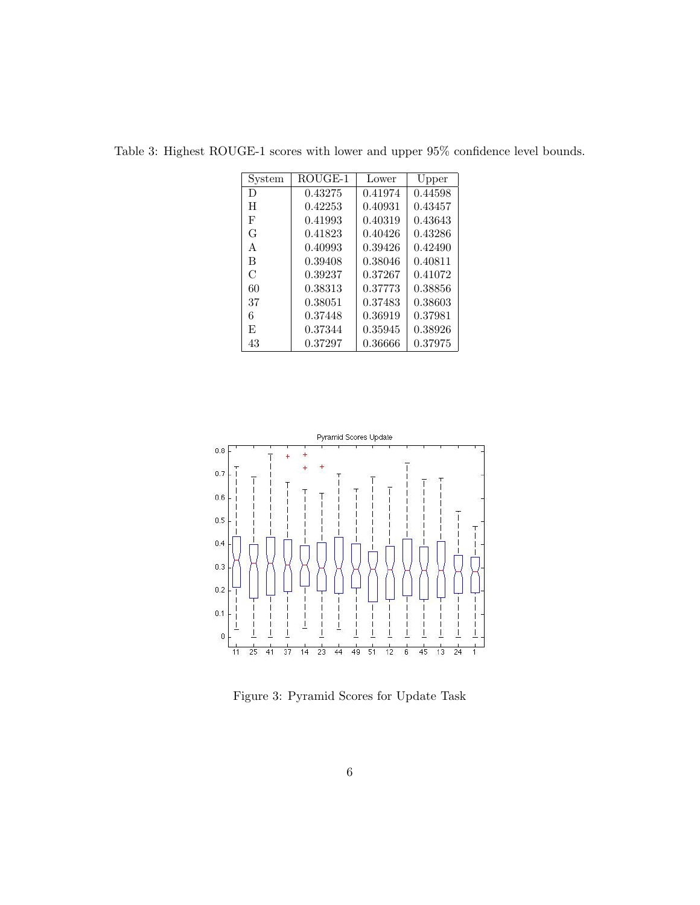Table 3: Highest ROUGE-1 scores with lower and upper 95% confidence level bounds.

| System | ROUGE-1 | Lower | Upper |
|---|---|---|---|
| D | 0.43275 | 0.41974 | 0.44598 |
| H | 0.42253 | 0.40931 | 0.43457 |
| F | 0.41993 | 0.40319 | 0.43643 |
| G | 0.41823 | 0.40426 | 0.43286 |
| A | 0.40993 | 0.39426 | 0.42490 |
| B | 0.39408 | 0.38046 | 0.40811 |
| C | 0.39237 | 0.37267 | 0.41072 |
| 60 | 0.38313 | 0.37773 | 0.38856 |
| 37 | 0.38051 | 0.37483 | 0.38603 |
| 6 | 0.37448 | 0.36919 | 0.37981 |
| E | 0.37344 | 0.35945 | 0.38926 |
| 43 | 0.37297 | 0.36666 | 0.37975 |

Figure 3: Pyramid Scores for Update Task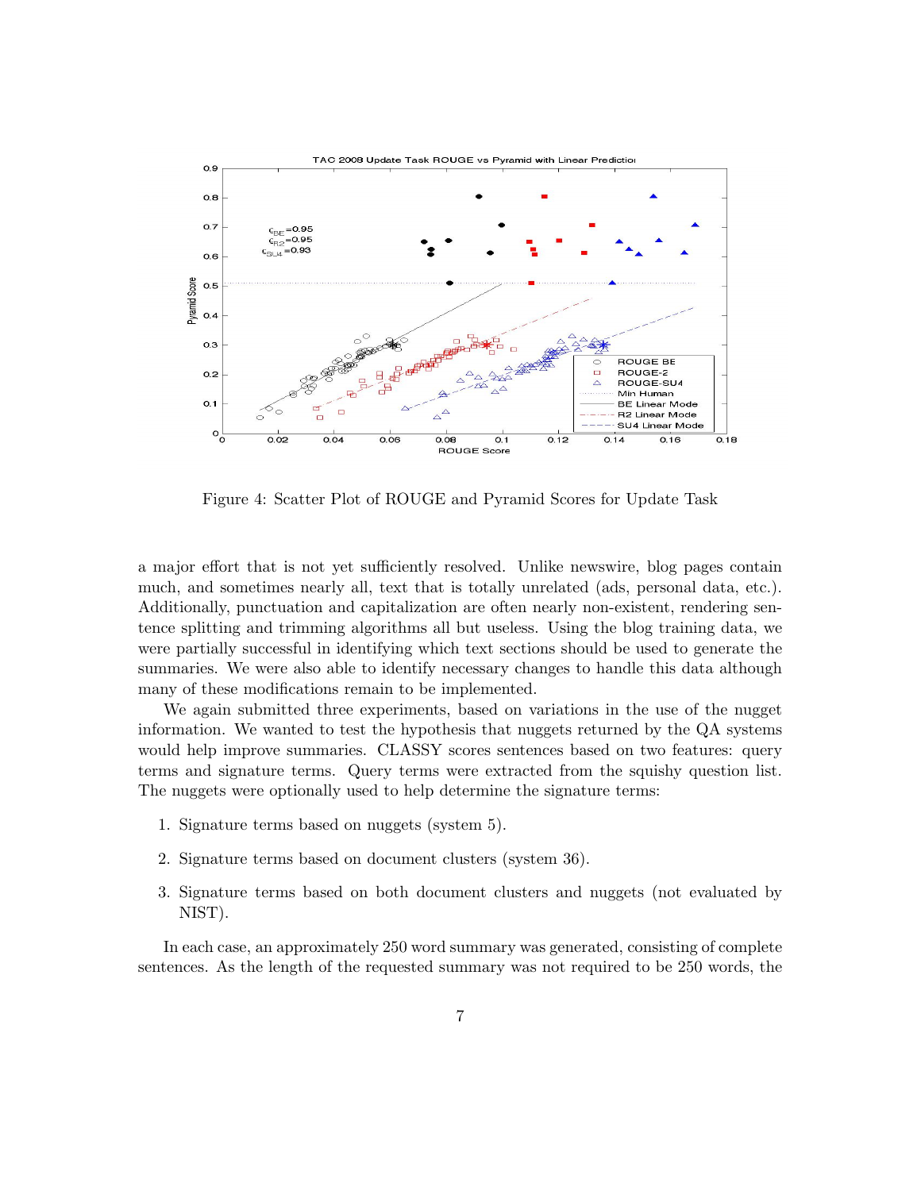Figure 4: Scatter Plot of ROUGE and Pyramid Scores for Update Task

a major effort that is not yet sufficiently resolved. Unlike newswire, blog pages contain much, and sometimes nearly all, text that is totally unrelated (ads, personal data, etc.). Additionally, punctuation and capitalization are often nearly non-existent, rendering sentence splitting and trimming algorithms all but useless. Using the blog training data, we were partially successful in identifying which text sections should be used to generate the summaries. We were also able to identify necessary changes to handle this data although many of these modifications remain to be implemented.

We again submitted three experiments, based on variations in the use of the nugget information. We wanted to test the hypothesis that nuggets returned by the QA systems would help improve summaries. CLASSY scores sentences based on two features: query terms and signature terms. Query terms were extracted from the squishy question list. The nuggets were optionally used to help determine the signature terms:

1. Signature terms based on nuggets (system 5).
2. Signature terms based on document clusters (system 36).
3. Signature terms based on both document clusters and nuggets (not evaluated by NIST).

In each case, an approximately 250 word summary was generated, consisting of complete sentences. As the length of the requested summary was not required to be 250 words, the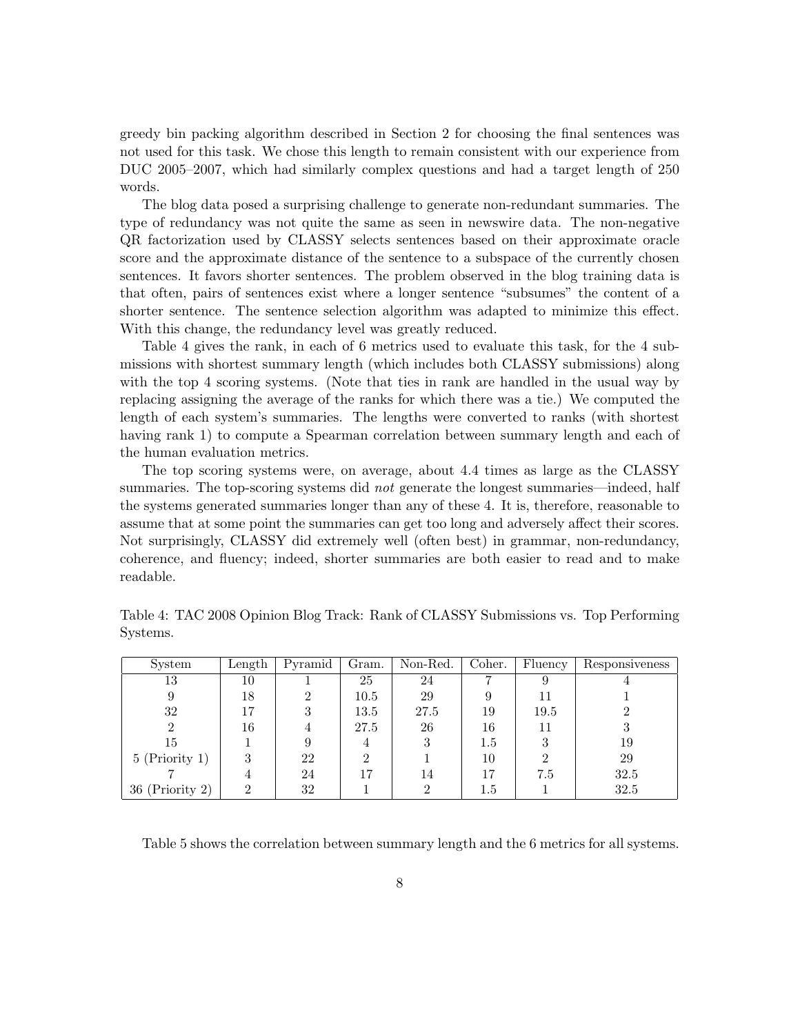greedy bin packing algorithm described in Section 2 for choosing the final sentences was not used for this task. We chose this length to remain consistent with our experience from DUC 2005–2007, which had similarly complex questions and had a target length of 250 words.

The blog data posed a surprising challenge to generate non-redundant summaries. The type of redundancy was not quite the same as seen in newswire data. The non-negative QR factorization used by CLASSY selects sentences based on their approximate oracle score and the approximate distance of the sentence to a subspace of the currently chosen sentences. It favors shorter sentences. The problem observed in the blog training data is that often, pairs of sentences exist where a longer sentence "subsumes" the content of a shorter sentence. The sentence selection algorithm was adapted to minimize this effect. With this change, the redundancy level was greatly reduced.

Table 4 gives the rank, in each of 6 metrics used to evaluate this task, for the 4 submissions with shortest summary length (which includes both CLASSY submissions) along with the top 4 scoring systems. (Note that ties in rank are handled in the usual way by replacing assigning the average of the ranks for which there was a tie.) We computed the length of each system's summaries. The lengths were converted to ranks (with shortest having rank 1) to compute a Spearman correlation between summary length and each of the human evaluation metrics.

The top scoring systems were, on average, about 4.4 times as large as the CLASSY summaries. The top-scoring systems did *not* generate the longest summaries—indeed, half the systems generated summaries longer than any of these 4. It is, therefore, reasonable to assume that at some point the summaries can get too long and adversely affect their scores. Not surprisingly, CLASSY did extremely well (often best) in grammar, non-redundancy, coherence, and fluency; indeed, shorter summaries are both easier to read and to make readable.

Table 4: TAC 2008 Opinion Blog Track: Rank of CLASSY Submissions vs. Top Performing Systems.

| System | Length | Pyramid | Gram. | Non-Red. | Coher. | Fluency | Responsiveness |
|---|---|---|---|---|---|---|---|
| 13 | 10 | 1 | 25 | 24 | 7 | 9 | 4 |
| 9 | 18 | 2 | 10.5 | 29 | 9 | 11 | 1 |
| 32 | 17 | 3 | 13.5 | 27.5 | 19 | 19.5 | 2 |
| 2 | 16 | 4 | 27.5 | 26 | 16 | 11 | 3 |
| 15 | 1 | 9 | 4 | 3 | 1.5 | 3 | 19 |
| 5 (Priority 1) | 3 | 22 | 2 | 1 | 10 | 2 | 29 |
| 7 | 4 | 24 | 17 | 14 | 17 | 7.5 | 32.5 |
| 36 (Priority 2) | 2 | 32 | 1 | 2 | 1.5 | 1 | 32.5 |

Table 5 shows the correlation between summary length and the 6 metrics for all systems.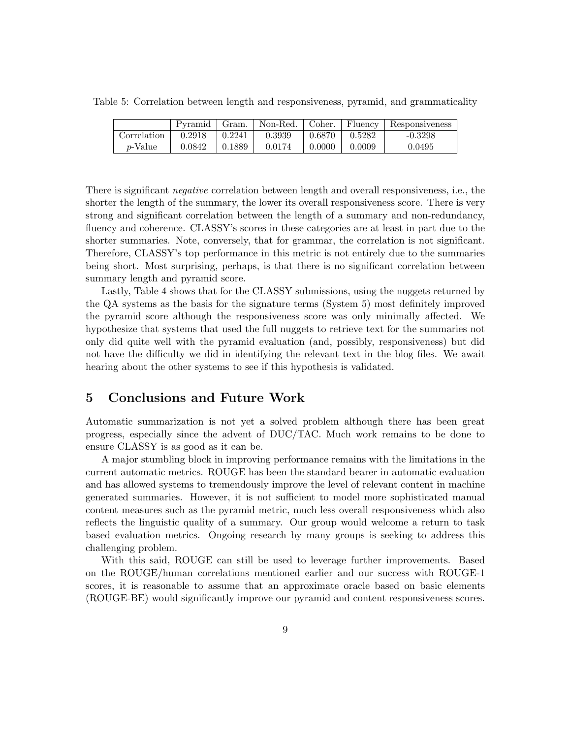Table 5: Correlation between length and responsiveness, pyramid, and grammaticality

| | Pyramid | Gram. | Non-Red. | Coher. | Fluency | Responsiveness |
|---|---|---|---|---|---|---|
| Correlation | 0.2918 | 0.2241 | 0.3939 | 0.6870 | 0.5282 | -0.3298 |
| $p$-Value | 0.0842 | 0.1889 | 0.0174 | 0.0000 | 0.0009 | 0.0495 |

There is significant *negative* correlation between length and overall responsiveness, i.e., the shorter the length of the summary, the lower its overall responsiveness score. There is very strong and significant correlation between the length of a summary and non-redundancy, fluency and coherence. CLASSY's scores in these categories are at least in part due to the shorter summaries. Note, conversely, that for grammar, the correlation is not significant. Therefore, CLASSY's top performance in this metric is not entirely due to the summaries being short. Most surprising, perhaps, is that there is no significant correlation between summary length and pyramid score.

Lastly, Table 4 shows that for the CLASSY submissions, using the nuggets returned by the QA systems as the basis for the signature terms (System 5) most definitely improved the pyramid score although the responsiveness score was only minimally affected. We hypothesize that systems that used the full nuggets to retrieve text for the summaries not only did quite well with the pyramid evaluation (and, possibly, responsiveness) but did not have the difficulty we did in identifying the relevant text in the blog files. We await hearing about the other systems to see if this hypothesis is validated.

## 5 Conclusions and Future Work

Automatic summarization is not yet a solved problem although there has been great progress, especially since the advent of DUC/TAC. Much work remains to be done to ensure CLASSY is as good as it can be.

A major stumbling block in improving performance remains with the limitations in the current automatic metrics. ROUGE has been the standard bearer in automatic evaluation and has allowed systems to tremendously improve the level of relevant content in machine generated summaries. However, it is not sufficient to model more sophisticated manual content measures such as the pyramid metric, much less overall responsiveness which also reflects the linguistic quality of a summary. Our group would welcome a return to task based evaluation metrics. Ongoing research by many groups is seeking to address this challenging problem.

With this said, ROUGE can still be used to leverage further improvements. Based on the ROUGE/human correlations mentioned earlier and our success with ROUGE-1 scores, it is reasonable to assume that an approximate oracle based on basic elements (ROUGE-BE) would significantly improve our pyramid and content responsiveness scores.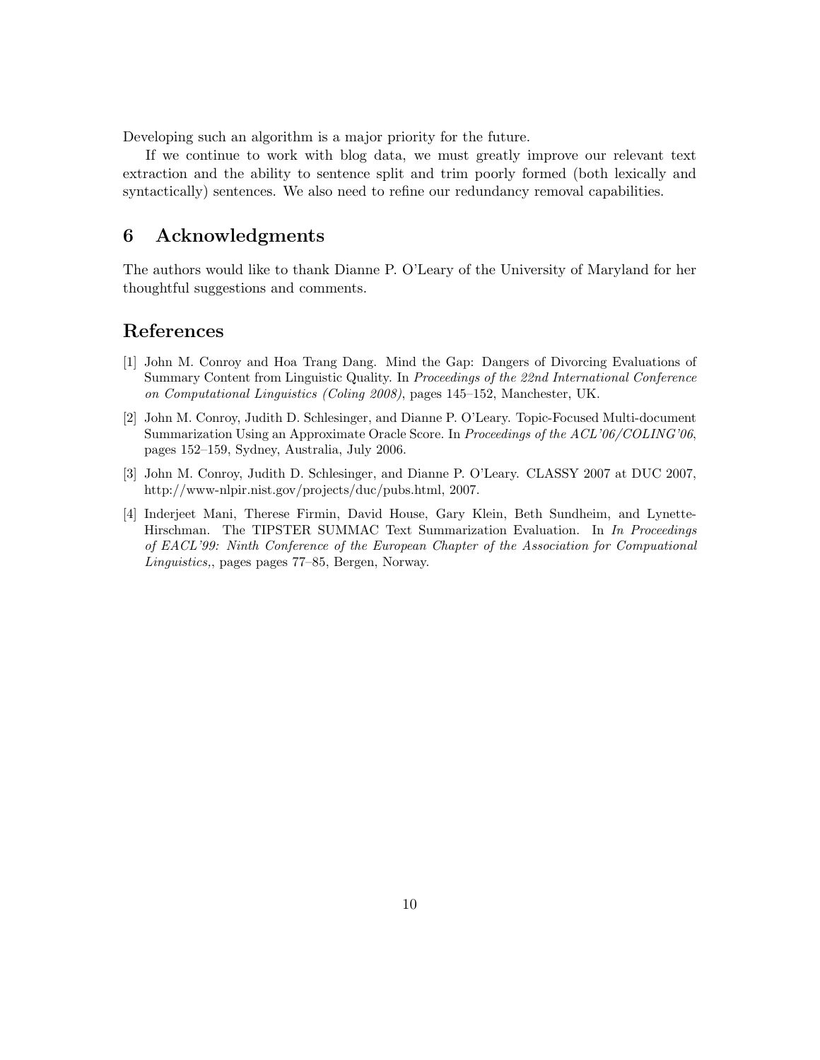Developing such an algorithm is a major priority for the future.

If we continue to work with blog data, we must greatly improve our relevant text extraction and the ability to sentence split and trim poorly formed (both lexically and syntactically) sentences. We also need to refine our redundancy removal capabilities.

## 6 Acknowledgments

The authors would like to thank Dianne P. O'Leary of the University of Maryland for her thoughtful suggestions and comments.

## References

[1] John M. Conroy and Hoa Trang Dang. Mind the Gap: Dangers of Divorcing Evaluations of Summary Content from Linguistic Quality. In *Proceedings of the 22nd International Conference on Computational Linguistics (Coling 2008)*, pages 145–152, Manchester, UK.

[2] John M. Conroy, Judith D. Schlesinger, and Dianne P. O'Leary. Topic-Focused Multi-document Summarization Using an Approximate Oracle Score. In *Proceedings of the ACL'06/COLING'06*, pages 152–159, Sydney, Australia, July 2006.

[3] John M. Conroy, Judith D. Schlesinger, and Dianne P. O'Leary. CLASSY 2007 at DUC 2007, http://www-nlpir.nist.gov/projects/duc/pubs.html, 2007.

[4] Inderjeet Mani, Therese Firmin, David House, Gary Klein, Beth Sundheim, and Lynette-Hirschman. The TIPSTER SUMMAC Text Summarization Evaluation. In *In Proceedings of EACL'99: Ninth Conference of the European Chapter of the Association for Compuational Linguistics,*, pages pages 77–85, Bergen, Norway.